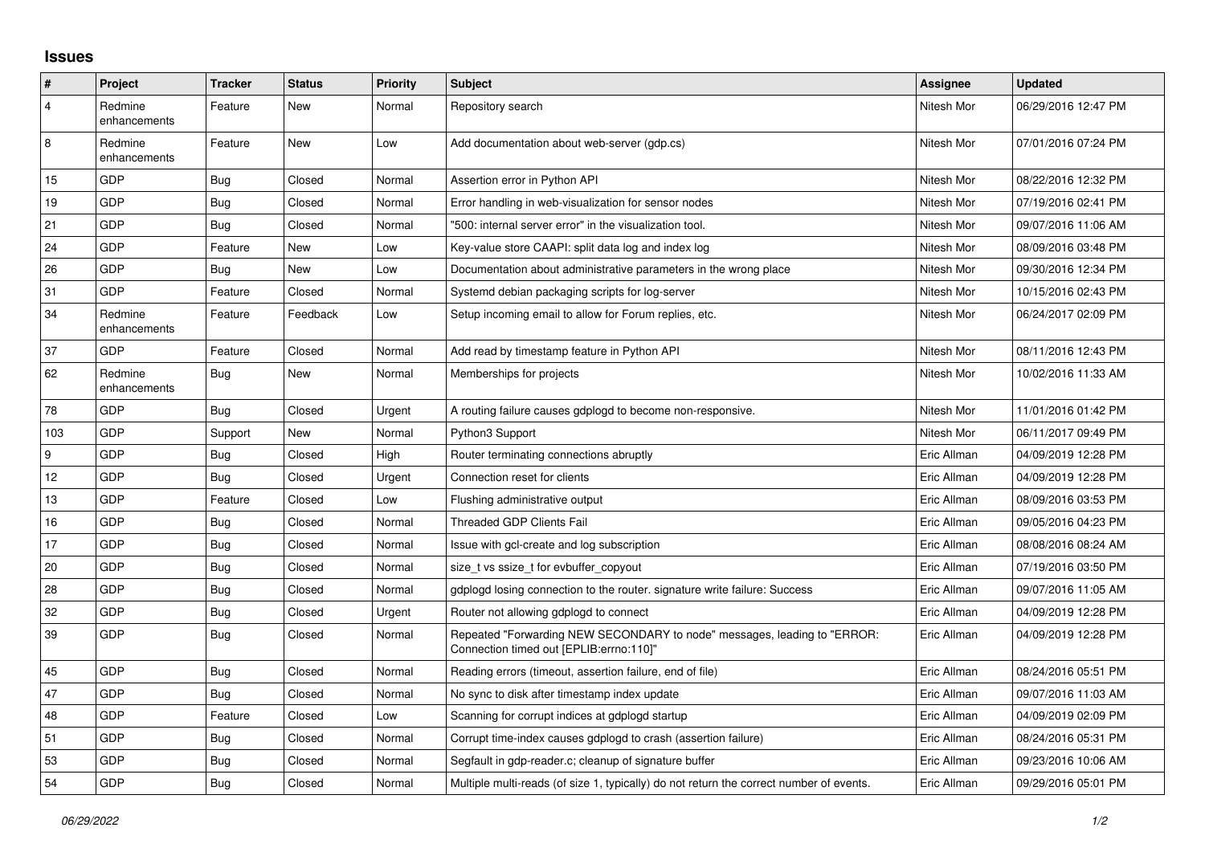## Issues

| # | Project | Tracker | Status | Priority | Subject | Assignee | Updated |
|---|---|---|---|---|---|---|---|
| 4 | Redmine enhancements | Feature | New | Normal | Repository search | Nitesh Mor | 06/29/2016 12:47 PM |
| 8 | Redmine enhancements | Feature | New | Low | Add documentation about web-server (gdp.cs) | Nitesh Mor | 07/01/2016 07:24 PM |
| 15 | GDP | Bug | Closed | Normal | Assertion error in Python API | Nitesh Mor | 08/22/2016 12:32 PM |
| 19 | GDP | Bug | Closed | Normal | Error handling in web-visualization for sensor nodes | Nitesh Mor | 07/19/2016 02:41 PM |
| 21 | GDP | Bug | Closed | Normal | "500: internal server error" in the visualization tool. | Nitesh Mor | 09/07/2016 11:06 AM |
| 24 | GDP | Feature | New | Low | Key-value store CAAPI: split data log and index log | Nitesh Mor | 08/09/2016 03:48 PM |
| 26 | GDP | Bug | New | Low | Documentation about administrative parameters in the wrong place | Nitesh Mor | 09/30/2016 12:34 PM |
| 31 | GDP | Feature | Closed | Normal | Systemd debian packaging scripts for log-server | Nitesh Mor | 10/15/2016 02:43 PM |
| 34 | Redmine enhancements | Feature | Feedback | Low | Setup incoming email to allow for Forum replies, etc. | Nitesh Mor | 06/24/2017 02:09 PM |
| 37 | GDP | Feature | Closed | Normal | Add read by timestamp feature in Python API | Nitesh Mor | 08/11/2016 12:43 PM |
| 62 | Redmine enhancements | Bug | New | Normal | Memberships for projects | Nitesh Mor | 10/02/2016 11:33 AM |
| 78 | GDP | Bug | Closed | Urgent | A routing failure causes gdplogd to become non-responsive. | Nitesh Mor | 11/01/2016 01:42 PM |
| 103 | GDP | Support | New | Normal | Python3 Support | Nitesh Mor | 06/11/2017 09:49 PM |
| 9 | GDP | Bug | Closed | High | Router terminating connections abruptly | Eric Allman | 04/09/2019 12:28 PM |
| 12 | GDP | Bug | Closed | Urgent | Connection reset for clients | Eric Allman | 04/09/2019 12:28 PM |
| 13 | GDP | Feature | Closed | Low | Flushing administrative output | Eric Allman | 08/09/2016 03:53 PM |
| 16 | GDP | Bug | Closed | Normal | Threaded GDP Clients Fail | Eric Allman | 09/05/2016 04:23 PM |
| 17 | GDP | Bug | Closed | Normal | Issue with gcl-create and log subscription | Eric Allman | 08/08/2016 08:24 AM |
| 20 | GDP | Bug | Closed | Normal | size_t vs ssize_t for evbuffer_copyout | Eric Allman | 07/19/2016 03:50 PM |
| 28 | GDP | Bug | Closed | Normal | gdplogd losing connection to the router. signature write failure: Success | Eric Allman | 09/07/2016 11:05 AM |
| 32 | GDP | Bug | Closed | Urgent | Router not allowing gdplogd to connect | Eric Allman | 04/09/2019 12:28 PM |
| 39 | GDP | Bug | Closed | Normal | Repeated "Forwarding NEW SECONDARY to node" messages, leading to "ERROR: Connection timed out [EPLIB:errno:110]" | Eric Allman | 04/09/2019 12:28 PM |
| 45 | GDP | Bug | Closed | Normal | Reading errors (timeout, assertion failure, end of file) | Eric Allman | 08/24/2016 05:51 PM |
| 47 | GDP | Bug | Closed | Normal | No sync to disk after timestamp index update | Eric Allman | 09/07/2016 11:03 AM |
| 48 | GDP | Feature | Closed | Low | Scanning for corrupt indices at gdplogd startup | Eric Allman | 04/09/2019 02:09 PM |
| 51 | GDP | Bug | Closed | Normal | Corrupt time-index causes gdplogd to crash (assertion failure) | Eric Allman | 08/24/2016 05:31 PM |
| 53 | GDP | Bug | Closed | Normal | Segfault in gdp-reader.c; cleanup of signature buffer | Eric Allman | 09/23/2016 10:06 AM |
| 54 | GDP | Bug | Closed | Normal | Multiple multi-reads (of size 1, typically) do not return the correct number of events. | Eric Allman | 09/29/2016 05:01 PM |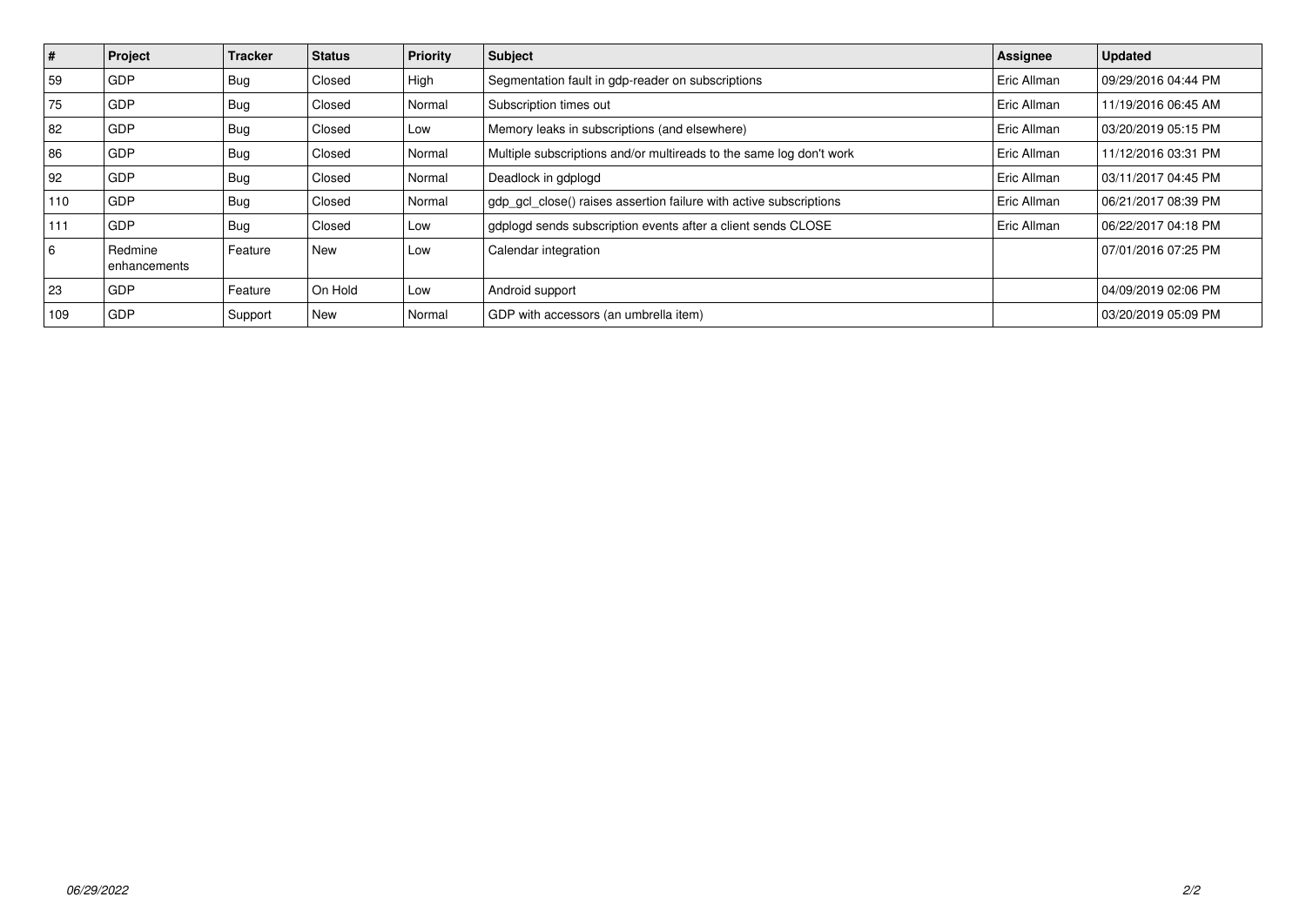| # | Project | Tracker | Status | Priority | Subject | Assignee | Updated |
|---|---|---|---|---|---|---|---|
| 59 | GDP | Bug | Closed | High | Segmentation fault in gdp-reader on subscriptions | Eric Allman | 09/29/2016 04:44 PM |
| 75 | GDP | Bug | Closed | Normal | Subscription times out | Eric Allman | 11/19/2016 06:45 AM |
| 82 | GDP | Bug | Closed | Low | Memory leaks in subscriptions (and elsewhere) | Eric Allman | 03/20/2019 05:15 PM |
| 86 | GDP | Bug | Closed | Normal | Multiple subscriptions and/or multireads to the same log don't work | Eric Allman | 11/12/2016 03:31 PM |
| 92 | GDP | Bug | Closed | Normal | Deadlock in gdplogd | Eric Allman | 03/11/2017 04:45 PM |
| 110 | GDP | Bug | Closed | Normal | gdp_gcl_close() raises assertion failure with active subscriptions | Eric Allman | 06/21/2017 08:39 PM |
| 111 | GDP | Bug | Closed | Low | gdplogd sends subscription events after a client sends CLOSE | Eric Allman | 06/22/2017 04:18 PM |
| 6 | Redmine enhancements | Feature | New | Low | Calendar integration | | 07/01/2016 07:25 PM |
| 23 | GDP | Feature | On Hold | Low | Android support | | 04/09/2019 02:06 PM |
| 109 | GDP | Support | New | Normal | GDP with accessors (an umbrella item) | | 03/20/2019 05:09 PM |